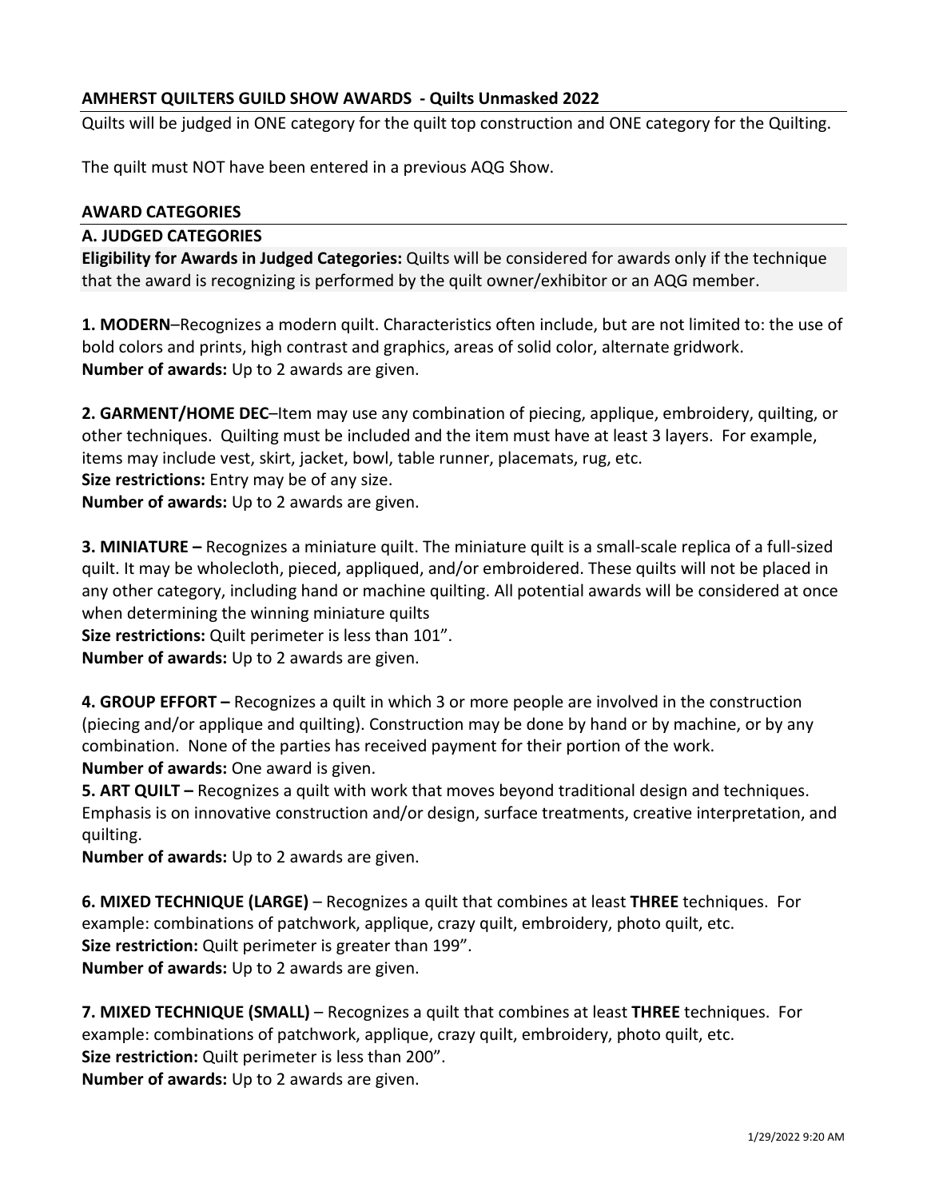## AMHERST QUILTERS GUILD SHOW AWARDS - Quilts Unmasked 2022

Quilts will be judged in ONE category for the quilt top construction and ONE category for the Quilting.

The quilt must NOT have been entered in a previous AQG Show.

### AWARD CATEGORIES

### A. JUDGED CATEGORIES

**Eligibility for Awards in Judged Categories:** Quilts will be considered for awards only if the technique that the award is recognizing is performed by the quilt owner/exhibitor or an AQG member.

**1. MODERN**–Recognizes a modern quilt. Characteristics often include, but are not limited to: the use of bold colors and prints, high contrast and graphics, areas of solid color, alternate gridwork.
**Number of awards:** Up to 2 awards are given.

**2. GARMENT/HOME DEC**–Item may use any combination of piecing, applique, embroidery, quilting, or other techniques. Quilting must be included and the item must have at least 3 layers. For example, items may include vest, skirt, jacket, bowl, table runner, placemats, rug, etc.
**Size restrictions:** Entry may be of any size.
**Number of awards:** Up to 2 awards are given.

**3. MINIATURE –** Recognizes a miniature quilt. The miniature quilt is a small-scale replica of a full-sized quilt. It may be wholecloth, pieced, appliqued, and/or embroidered. These quilts will not be placed in any other category, including hand or machine quilting. All potential awards will be considered at once when determining the winning miniature quilts
**Size restrictions:** Quilt perimeter is less than 101".
**Number of awards:** Up to 2 awards are given.

**4. GROUP EFFORT –** Recognizes a quilt in which 3 or more people are involved in the construction (piecing and/or applique and quilting). Construction may be done by hand or by machine, or by any combination. None of the parties has received payment for their portion of the work.
**Number of awards:** One award is given.

**5. ART QUILT –** Recognizes a quilt with work that moves beyond traditional design and techniques. Emphasis is on innovative construction and/or design, surface treatments, creative interpretation, and quilting.
**Number of awards:** Up to 2 awards are given.

**6. MIXED TECHNIQUE (LARGE)** – Recognizes a quilt that combines at least **THREE** techniques. For example: combinations of patchwork, applique, crazy quilt, embroidery, photo quilt, etc.
**Size restriction:** Quilt perimeter is greater than 199".
**Number of awards:** Up to 2 awards are given.

**7. MIXED TECHNIQUE (SMALL)** – Recognizes a quilt that combines at least **THREE** techniques. For example: combinations of patchwork, applique, crazy quilt, embroidery, photo quilt, etc.
**Size restriction:** Quilt perimeter is less than 200".
**Number of awards:** Up to 2 awards are given.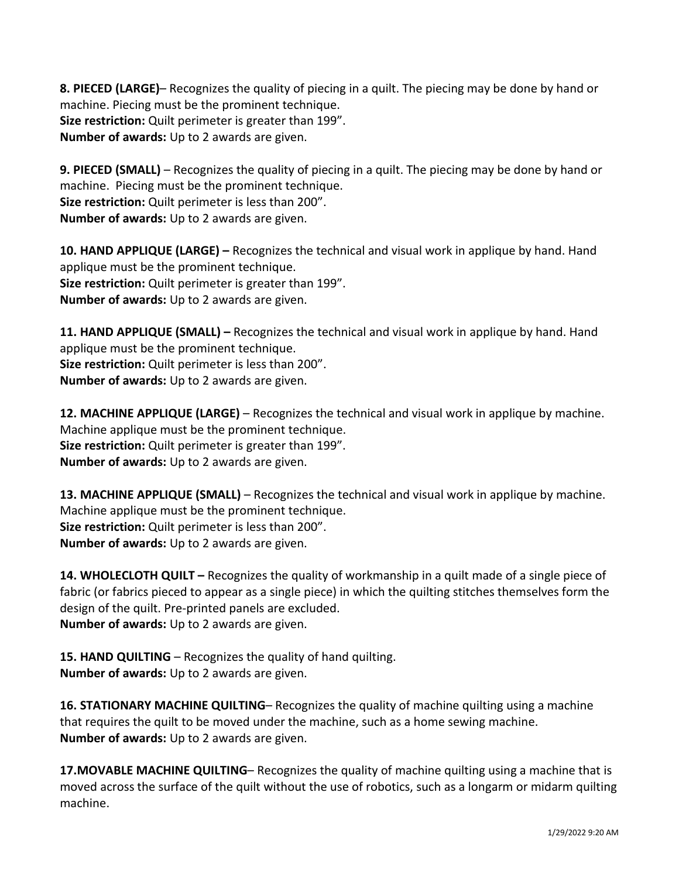**8. PIECED (LARGE)**– Recognizes the quality of piecing in a quilt. The piecing may be done by hand or machine. Piecing must be the prominent technique.
**Size restriction:** Quilt perimeter is greater than 199".
**Number of awards:** Up to 2 awards are given.

**9. PIECED (SMALL)** – Recognizes the quality of piecing in a quilt. The piecing may be done by hand or machine. Piecing must be the prominent technique.
**Size restriction:** Quilt perimeter is less than 200".
**Number of awards:** Up to 2 awards are given.

**10. HAND APPLIQUE (LARGE) –** Recognizes the technical and visual work in applique by hand. Hand applique must be the prominent technique.
**Size restriction:** Quilt perimeter is greater than 199".
**Number of awards:** Up to 2 awards are given.

**11. HAND APPLIQUE (SMALL) –** Recognizes the technical and visual work in applique by hand. Hand applique must be the prominent technique.
**Size restriction:** Quilt perimeter is less than 200".
**Number of awards:** Up to 2 awards are given.

**12. MACHINE APPLIQUE (LARGE)** – Recognizes the technical and visual work in applique by machine. Machine applique must be the prominent technique.
**Size restriction:** Quilt perimeter is greater than 199".
**Number of awards:** Up to 2 awards are given.

**13. MACHINE APPLIQUE (SMALL)** – Recognizes the technical and visual work in applique by machine. Machine applique must be the prominent technique.
**Size restriction:** Quilt perimeter is less than 200".
**Number of awards:** Up to 2 awards are given.

**14. WHOLECLOTH QUILT –** Recognizes the quality of workmanship in a quilt made of a single piece of fabric (or fabrics pieced to appear as a single piece) in which the quilting stitches themselves form the design of the quilt. Pre-printed panels are excluded.
**Number of awards:** Up to 2 awards are given.

**15. HAND QUILTING** – Recognizes the quality of hand quilting.
**Number of awards:** Up to 2 awards are given.

**16. STATIONARY MACHINE QUILTING**– Recognizes the quality of machine quilting using a machine that requires the quilt to be moved under the machine, such as a home sewing machine.
**Number of awards:** Up to 2 awards are given.

**17.MOVABLE MACHINE QUILTING**– Recognizes the quality of machine quilting using a machine that is moved across the surface of the quilt without the use of robotics, such as a longarm or midarm quilting machine.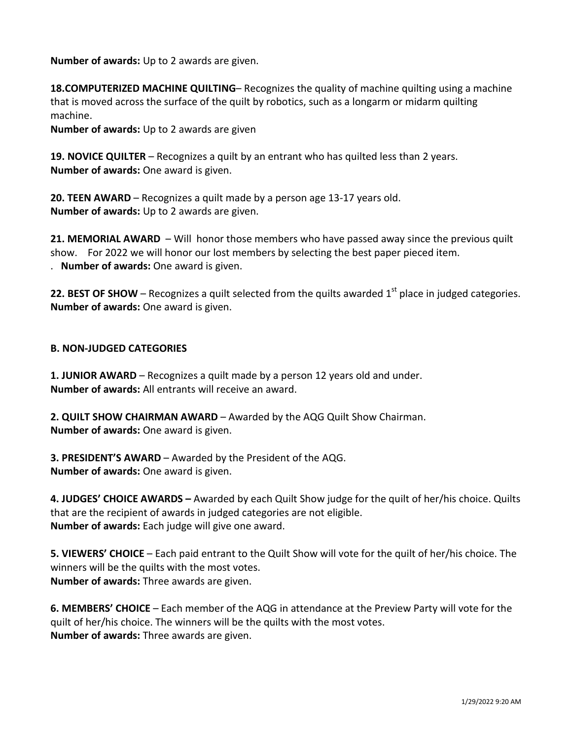**Number of awards:** Up to 2 awards are given.

**18.COMPUTERIZED MACHINE QUILTING**– Recognizes the quality of machine quilting using a machine that is moved across the surface of the quilt by robotics, such as a longarm or midarm quilting machine.
**Number of awards:** Up to 2 awards are given

**19. NOVICE QUILTER** – Recognizes a quilt by an entrant who has quilted less than 2 years.
**Number of awards:** One award is given.

**20. TEEN AWARD** – Recognizes a quilt made by a person age 13-17 years old.
**Number of awards:** Up to 2 awards are given.

**21. MEMORIAL AWARD** – Will honor those members who have passed away since the previous quilt show. For 2022 we will honor our lost members by selecting the best paper pieced item.
. **Number of awards:** One award is given.

**22. BEST OF SHOW** – Recognizes a quilt selected from the quilts awarded 1st place in judged categories.
**Number of awards:** One award is given.

**B. NON-JUDGED CATEGORIES**

**1. JUNIOR AWARD** – Recognizes a quilt made by a person 12 years old and under.
**Number of awards:** All entrants will receive an award.

**2. QUILT SHOW CHAIRMAN AWARD** – Awarded by the AQG Quilt Show Chairman.
**Number of awards:** One award is given.

**3. PRESIDENT'S AWARD** – Awarded by the President of the AQG.
**Number of awards:** One award is given.

**4. JUDGES' CHOICE AWARDS –** Awarded by each Quilt Show judge for the quilt of her/his choice. Quilts that are the recipient of awards in judged categories are not eligible.
**Number of awards:** Each judge will give one award.

**5. VIEWERS' CHOICE** – Each paid entrant to the Quilt Show will vote for the quilt of her/his choice. The winners will be the quilts with the most votes.
**Number of awards:** Three awards are given.

**6. MEMBERS' CHOICE** – Each member of the AQG in attendance at the Preview Party will vote for the quilt of her/his choice. The winners will be the quilts with the most votes.
**Number of awards:** Three awards are given.